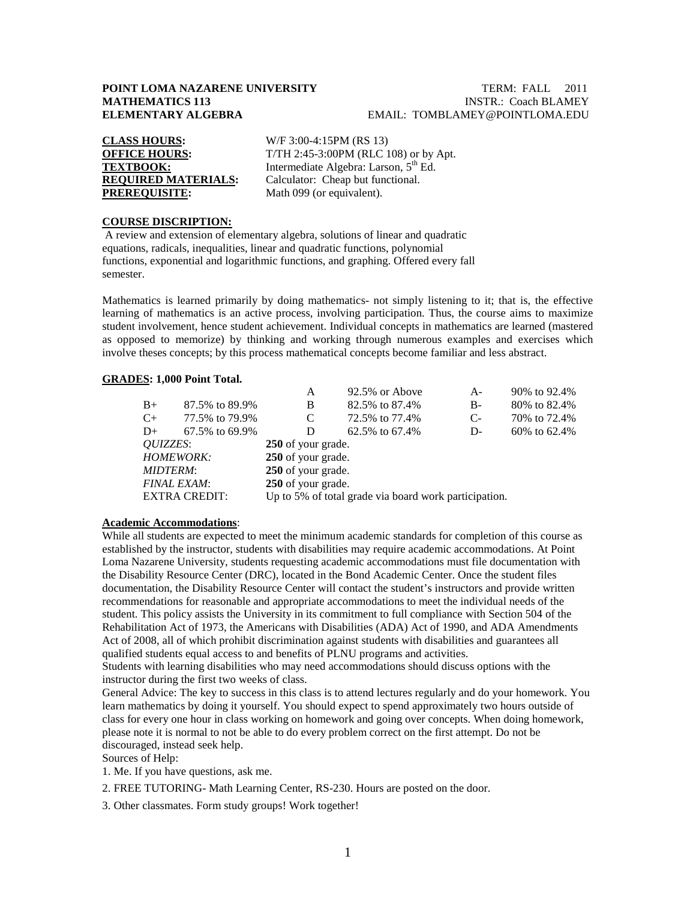**POINT LOMA NAZARENE UNIVERSITY** TERM: FALL 2011
**MATHEMATICS 113** INSTR.: Coach BLAMEY
**ELEMENTARY ALGEBRA** EMAIL: TOMBLAMEY@POINTLOMA.EDU

**CLASS HOURS:** W/F 3:00-4:15PM (RS 13)
**OFFICE HOURS:** T/TH 2:45-3:00PM (RLC 108) or by Apt.
**TEXTBOOK:** Intermediate Algebra: Larson, 5th Ed.
**REQUIRED MATERIALS:** Calculator: Cheap but functional.
**PREREQUISITE:** Math 099 (or equivalent).

**COURSE DISCRIPTION:**

A review and extension of elementary algebra, solutions of linear and quadratic equations, radicals, inequalities, linear and quadratic functions, polynomial functions, exponential and logarithmic functions, and graphing. Offered every fall semester.

Mathematics is learned primarily by doing mathematics- not simply listening to it; that is, the effective learning of mathematics is an active process, involving participation. Thus, the course aims to maximize student involvement, hence student achievement. Individual concepts in mathematics are learned (mastered as opposed to memorize) by thinking and working through numerous examples and exercises which involve theses concepts; by this process mathematical concepts become familiar and less abstract.

**GRADES: 1,000 Point Total.**

| | | | | | |
|---|---|---|---|---|---|
| | | A | 92.5% or Above | A- | 90% to 92.4% |
| B+ | 87.5% to 89.9% | B | 82.5% to 87.4% | B- | 80% to 82.4% |
| C+ | 77.5% to 79.9% | C | 72.5% to 77.4% | C- | 70% to 72.4% |
| D+ | 67.5% to 69.9% | D | 62.5% to 67.4% | D- | 60% to 62.4% |

*QUIZZES*: **250** of your grade.
*HOMEWORK:* **250** of your grade.
*MIDTERM*: **250** of your grade.
*FINAL EXAM*: **250** of your grade.
EXTRA CREDIT: Up to 5% of total grade via board work participation.

**Academic Accommodations**:

While all students are expected to meet the minimum academic standards for completion of this course as established by the instructor, students with disabilities may require academic accommodations. At Point Loma Nazarene University, students requesting academic accommodations must file documentation with the Disability Resource Center (DRC), located in the Bond Academic Center. Once the student files documentation, the Disability Resource Center will contact the student's instructors and provide written recommendations for reasonable and appropriate accommodations to meet the individual needs of the student. This policy assists the University in its commitment to full compliance with Section 504 of the Rehabilitation Act of 1973, the Americans with Disabilities (ADA) Act of 1990, and ADA Amendments Act of 2008, all of which prohibit discrimination against students with disabilities and guarantees all qualified students equal access to and benefits of PLNU programs and activities.
Students with learning disabilities who may need accommodations should discuss options with the instructor during the first two weeks of class.
General Advice: The key to success in this class is to attend lectures regularly and do your homework. You learn mathematics by doing it yourself. You should expect to spend approximately two hours outside of class for every one hour in class working on homework and going over concepts. When doing homework, please note it is normal to not be able to do every problem correct on the first attempt. Do not be discouraged, instead seek help.
Sources of Help:

1. Me. If you have questions, ask me.
2. FREE TUTORING- Math Learning Center, RS-230. Hours are posted on the door.
3. Other classmates. Form study groups! Work together!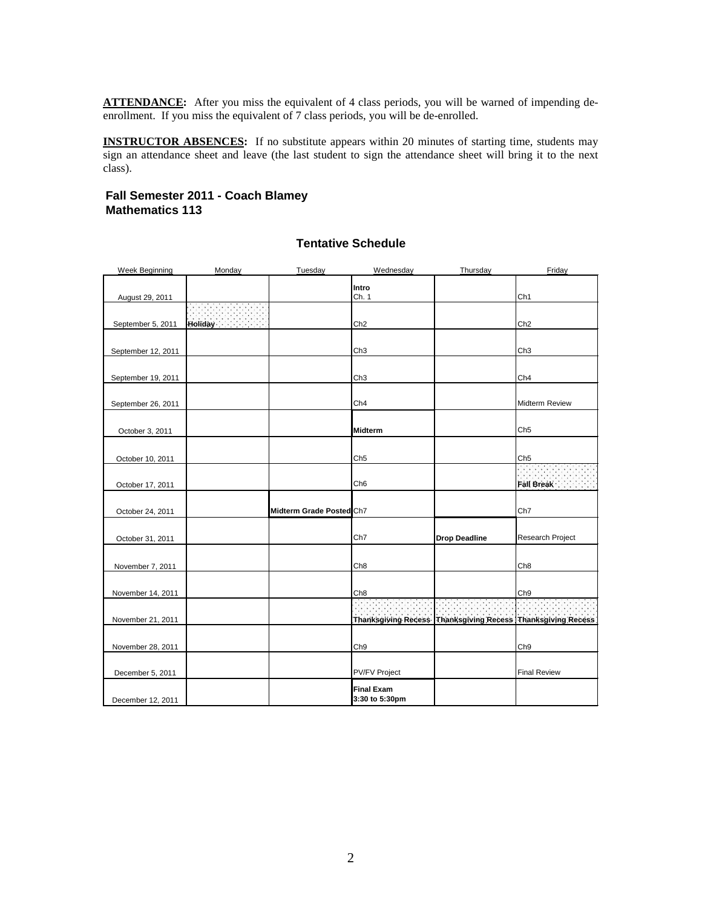**ATTENDANCE:** After you miss the equivalent of 4 class periods, you will be warned of impending de-enrollment. If you miss the equivalent of 7 class periods, you will be de-enrolled.

**INSTRUCTOR ABSENCES:** If no substitute appears within 20 minutes of starting time, students may sign an attendance sheet and leave (the last student to sign the attendance sheet will bring it to the next class).

**Fall Semester 2011 - Coach Blamey**
**Mathematics 113**

## Tentative Schedule

| Week Beginning | Monday | Tuesday | Wednesday | Thursday | Friday |
|---|---|---|---|---|---|
| August 29, 2011 | | | Intro Ch. 1 | | Ch1 |
| September 5, 2011 | Holiday | | Ch2 | | Ch2 |
| September 12, 2011 | | | Ch3 | | Ch3 |
| September 19, 2011 | | | Ch3 | | Ch4 |
| September 26, 2011 | | | Ch4 | | Midterm Review |
| October 3, 2011 | | | **Midterm** | | Ch5 |
| October 10, 2011 | | | Ch5 | | Ch5 |
| October 17, 2011 | | | Ch6 | | Fall Break |
| October 24, 2011 | | **Midterm Grade Posted** | Ch7 | | Ch7 |
| October 31, 2011 | | | Ch7 | **Drop Deadline** | Research Project |
| November 7, 2011 | | | Ch8 | | Ch8 |
| November 14, 2011 | | | Ch8 | | Ch9 |
| November 21, 2011 | | | Thanksgiving Recess | Thanksgiving Recess | Thanksgiving Recess |
| November 28, 2011 | | | Ch9 | | Ch9 |
| December 5, 2011 | | | PV/FV Project | | Final Review |
| December 12, 2011 | | | **Final Exam 3:30 to 5:30pm** | | |